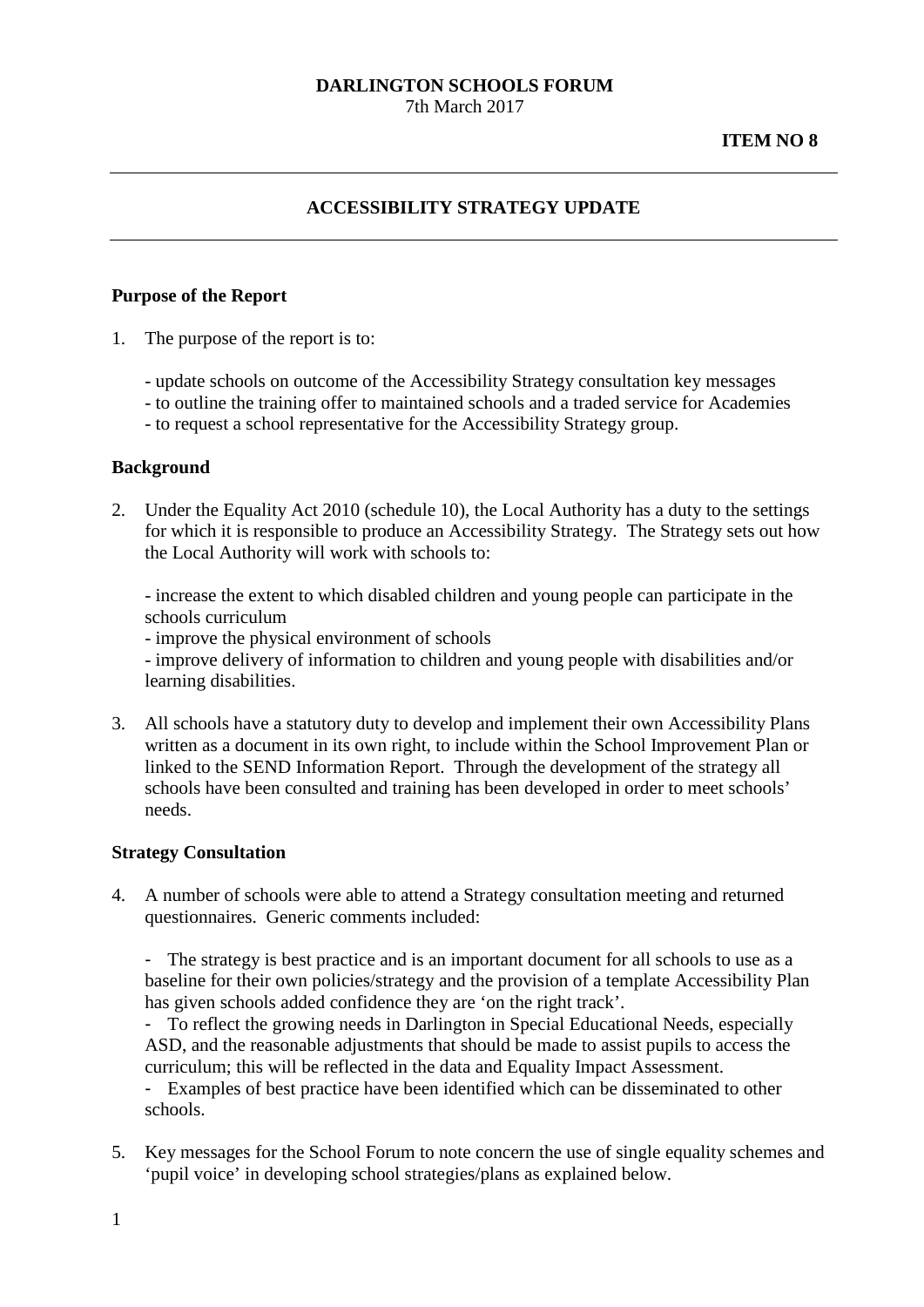**DARLINGTON SCHOOLS FORUM**
7th March 2017

**ITEM NO 8**

---

## ACCESSIBILITY STRATEGY UPDATE

---

### Purpose of the Report

1. The purpose of the report is to:

   - update schools on outcome of the Accessibility Strategy consultation key messages
   - to outline the training offer to maintained schools and a traded service for Academies
   - to request a school representative for the Accessibility Strategy group.

### Background

2. Under the Equality Act 2010 (schedule 10), the Local Authority has a duty to the settings for which it is responsible to produce an Accessibility Strategy. The Strategy sets out how the Local Authority will work with schools to:

   - increase the extent to which disabled children and young people can participate in the schools curriculum
   - improve the physical environment of schools
   - improve delivery of information to children and young people with disabilities and/or learning disabilities.

3. All schools have a statutory duty to develop and implement their own Accessibility Plans written as a document in its own right, to include within the School Improvement Plan or linked to the SEND Information Report. Through the development of the strategy all schools have been consulted and training has been developed in order to meet schools' needs.

### Strategy Consultation

4. A number of schools were able to attend a Strategy consultation meeting and returned questionnaires. Generic comments included:

   - The strategy is best practice and is an important document for all schools to use as a baseline for their own policies/strategy and the provision of a template Accessibility Plan has given schools added confidence they are 'on the right track'.
   - To reflect the growing needs in Darlington in Special Educational Needs, especially ASD, and the reasonable adjustments that should be made to assist pupils to access the curriculum; this will be reflected in the data and Equality Impact Assessment.
   - Examples of best practice have been identified which can be disseminated to other schools.

5. Key messages for the School Forum to note concern the use of single equality schemes and 'pupil voice' in developing school strategies/plans as explained below.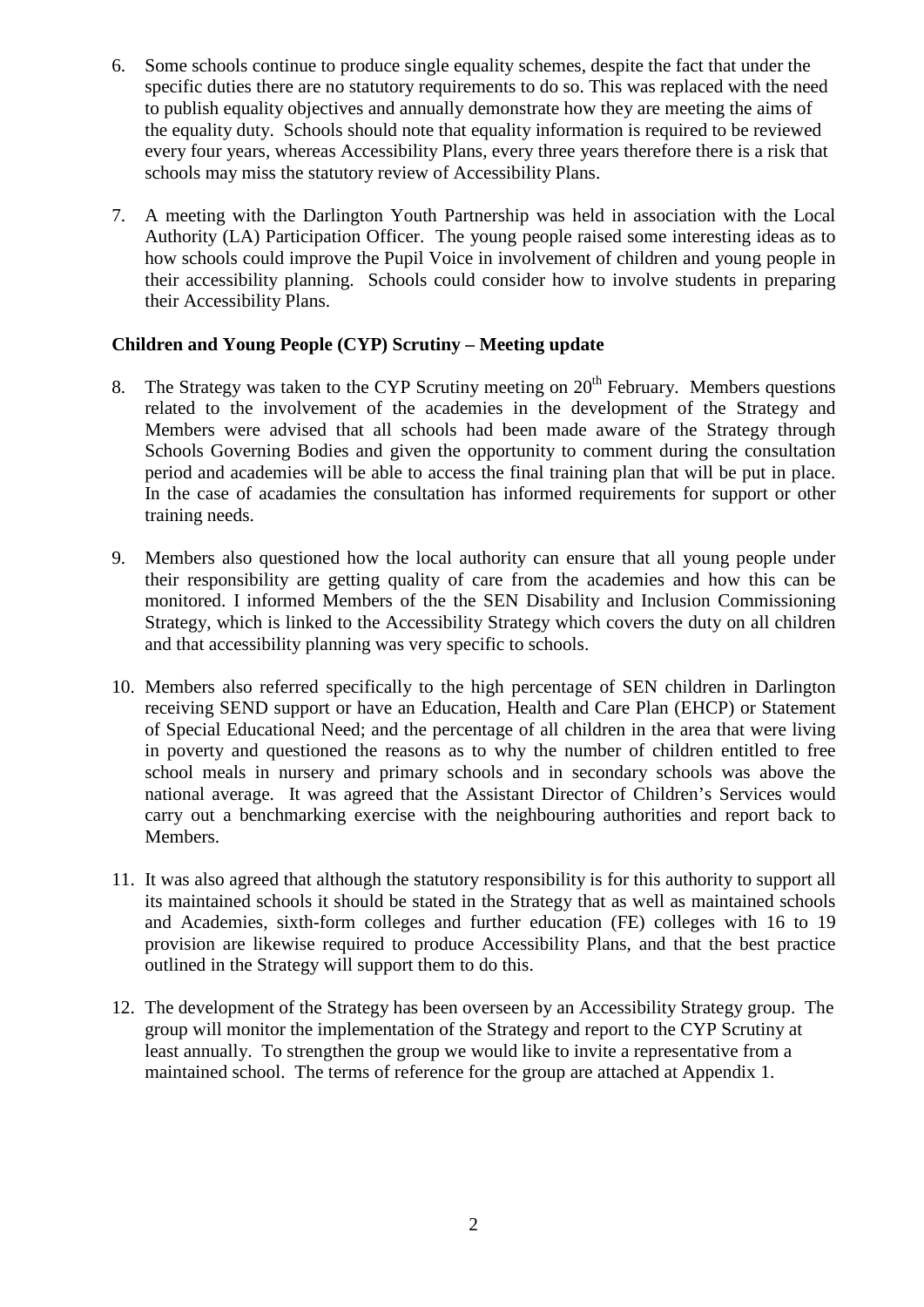6. Some schools continue to produce single equality schemes, despite the fact that under the specific duties there are no statutory requirements to do so. This was replaced with the need to publish equality objectives and annually demonstrate how they are meeting the aims of the equality duty. Schools should note that equality information is required to be reviewed every four years, whereas Accessibility Plans, every three years therefore there is a risk that schools may miss the statutory review of Accessibility Plans.

7. A meeting with the Darlington Youth Partnership was held in association with the Local Authority (LA) Participation Officer. The young people raised some interesting ideas as to how schools could improve the Pupil Voice in involvement of children and young people in their accessibility planning. Schools could consider how to involve students in preparing their Accessibility Plans.

**Children and Young People (CYP) Scrutiny – Meeting update**

8. The Strategy was taken to the CYP Scrutiny meeting on 20th February. Members questions related to the involvement of the academies in the development of the Strategy and Members were advised that all schools had been made aware of the Strategy through Schools Governing Bodies and given the opportunity to comment during the consultation period and academies will be able to access the final training plan that will be put in place. In the case of acadamies the consultation has informed requirements for support or other training needs.

9. Members also questioned how the local authority can ensure that all young people under their responsibility are getting quality of care from the academies and how this can be monitored. I informed Members of the the SEN Disability and Inclusion Commissioning Strategy, which is linked to the Accessibility Strategy which covers the duty on all children and that accessibility planning was very specific to schools.

10. Members also referred specifically to the high percentage of SEN children in Darlington receiving SEND support or have an Education, Health and Care Plan (EHCP) or Statement of Special Educational Need; and the percentage of all children in the area that were living in poverty and questioned the reasons as to why the number of children entitled to free school meals in nursery and primary schools and in secondary schools was above the national average. It was agreed that the Assistant Director of Children's Services would carry out a benchmarking exercise with the neighbouring authorities and report back to Members.

11. It was also agreed that although the statutory responsibility is for this authority to support all its maintained schools it should be stated in the Strategy that as well as maintained schools and Academies, sixth-form colleges and further education (FE) colleges with 16 to 19 provision are likewise required to produce Accessibility Plans, and that the best practice outlined in the Strategy will support them to do this.

12. The development of the Strategy has been overseen by an Accessibility Strategy group. The group will monitor the implementation of the Strategy and report to the CYP Scrutiny at least annually. To strengthen the group we would like to invite a representative from a maintained school. The terms of reference for the group are attached at Appendix 1.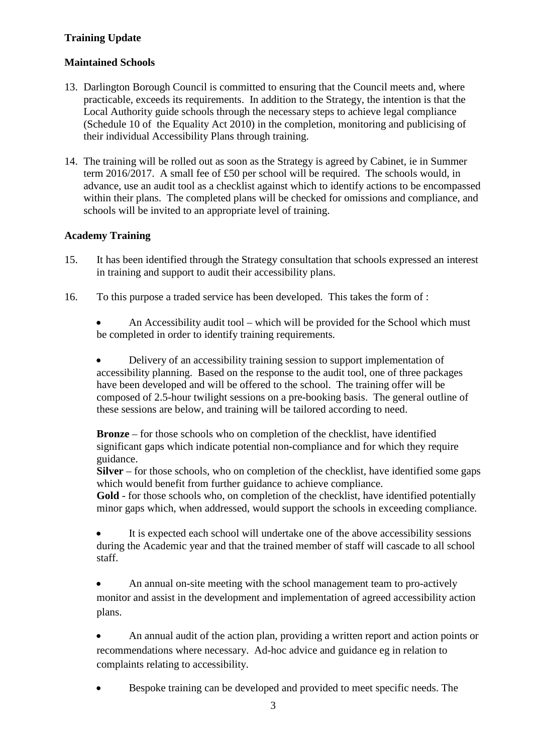**Training Update**

**Maintained Schools**

13. Darlington Borough Council is committed to ensuring that the Council meets and, where practicable, exceeds its requirements. In addition to the Strategy, the intention is that the Local Authority guide schools through the necessary steps to achieve legal compliance (Schedule 10 of the Equality Act 2010) in the completion, monitoring and publicising of their individual Accessibility Plans through training.

14. The training will be rolled out as soon as the Strategy is agreed by Cabinet, ie in Summer term 2016/2017. A small fee of £50 per school will be required. The schools would, in advance, use an audit tool as a checklist against which to identify actions to be encompassed within their plans. The completed plans will be checked for omissions and compliance, and schools will be invited to an appropriate level of training.

**Academy Training**

15. It has been identified through the Strategy consultation that schools expressed an interest in training and support to audit their accessibility plans.

16. To this purpose a traded service has been developed. This takes the form of :

- An Accessibility audit tool – which will be provided for the School which must be completed in order to identify training requirements.

- Delivery of an accessibility training session to support implementation of accessibility planning. Based on the response to the audit tool, one of three packages have been developed and will be offered to the school. The training offer will be composed of 2.5-hour twilight sessions on a pre-booking basis. The general outline of these sessions are below, and training will be tailored according to need.

  **Bronze** – for those schools who on completion of the checklist, have identified significant gaps which indicate potential non-compliance and for which they require guidance.
  **Silver** – for those schools, who on completion of the checklist, have identified some gaps which would benefit from further guidance to achieve compliance.
  **Gold** - for those schools who, on completion of the checklist, have identified potentially minor gaps which, when addressed, would support the schools in exceeding compliance.

- It is expected each school will undertake one of the above accessibility sessions during the Academic year and that the trained member of staff will cascade to all school staff.

- An annual on-site meeting with the school management team to pro-actively monitor and assist in the development and implementation of agreed accessibility action plans.

- An annual audit of the action plan, providing a written report and action points or recommendations where necessary. Ad-hoc advice and guidance eg in relation to complaints relating to accessibility.

- Bespoke training can be developed and provided to meet specific needs. The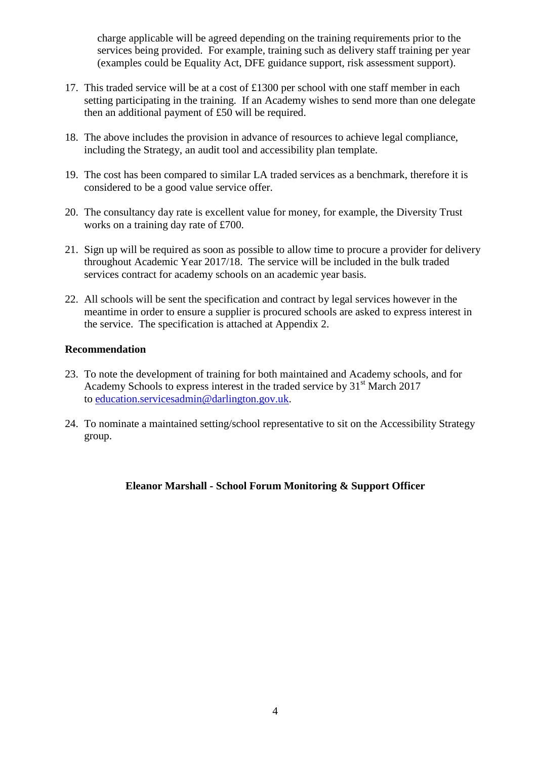charge applicable will be agreed depending on the training requirements prior to the services being provided. For example, training such as delivery staff training per year (examples could be Equality Act, DFE guidance support, risk assessment support).

17. This traded service will be at a cost of £1300 per school with one staff member in each setting participating in the training. If an Academy wishes to send more than one delegate then an additional payment of £50 will be required.

18. The above includes the provision in advance of resources to achieve legal compliance, including the Strategy, an audit tool and accessibility plan template.

19. The cost has been compared to similar LA traded services as a benchmark, therefore it is considered to be a good value service offer.

20. The consultancy day rate is excellent value for money, for example, the Diversity Trust works on a training day rate of £700.

21. Sign up will be required as soon as possible to allow time to procure a provider for delivery throughout Academic Year 2017/18. The service will be included in the bulk traded services contract for academy schools on an academic year basis.

22. All schools will be sent the specification and contract by legal services however in the meantime in order to ensure a supplier is procured schools are asked to express interest in the service. The specification is attached at Appendix 2.

**Recommendation**

23. To note the development of training for both maintained and Academy schools, and for Academy Schools to express interest in the traded service by 31st March 2017 to education.servicesadmin@darlington.gov.uk.

24. To nominate a maintained setting/school representative to sit on the Accessibility Strategy group.

**Eleanor Marshall - School Forum Monitoring & Support Officer**